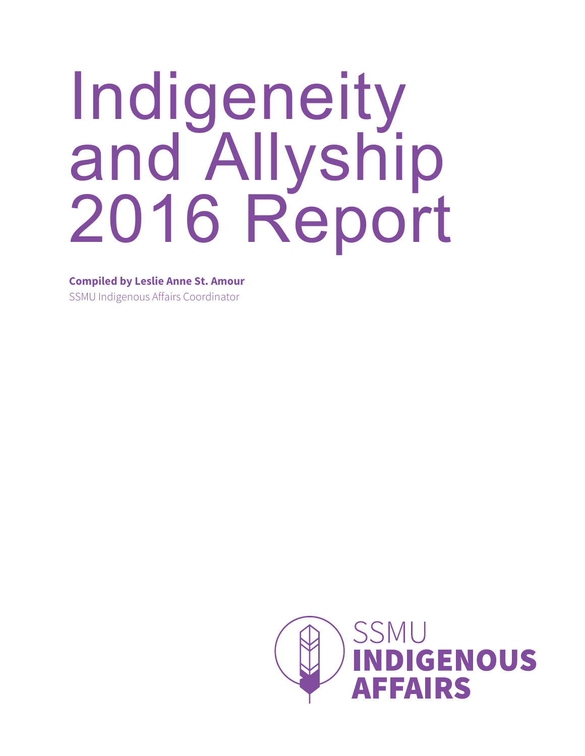# Indigeneity and Allyship 2016 Report

**Compiled by Leslie Anne St. Amour**
SSMU Indigenous Affairs Coordinator

SSMU
**INDIGENOUS AFFAIRS**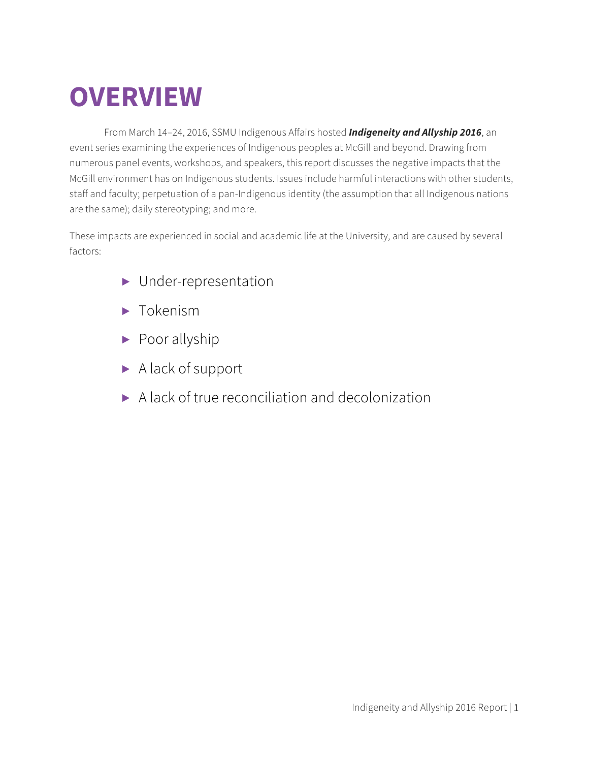# OVERVIEW

From March 14–24, 2016, SSMU Indigenous Affairs hosted ***Indigeneity and Allyship 2016***, an event series examining the experiences of Indigenous peoples at McGill and beyond. Drawing from numerous panel events, workshops, and speakers, this report discusses the negative impacts that the McGill environment has on Indigenous students. Issues include harmful interactions with other students, staff and faculty; perpetuation of a pan-Indigenous identity (the assumption that all Indigenous nations are the same); daily stereotyping; and more.

These impacts are experienced in social and academic life at the University, and are caused by several factors:

- Under-representation
- Tokenism
- Poor allyship
- A lack of support
- A lack of true reconciliation and decolonization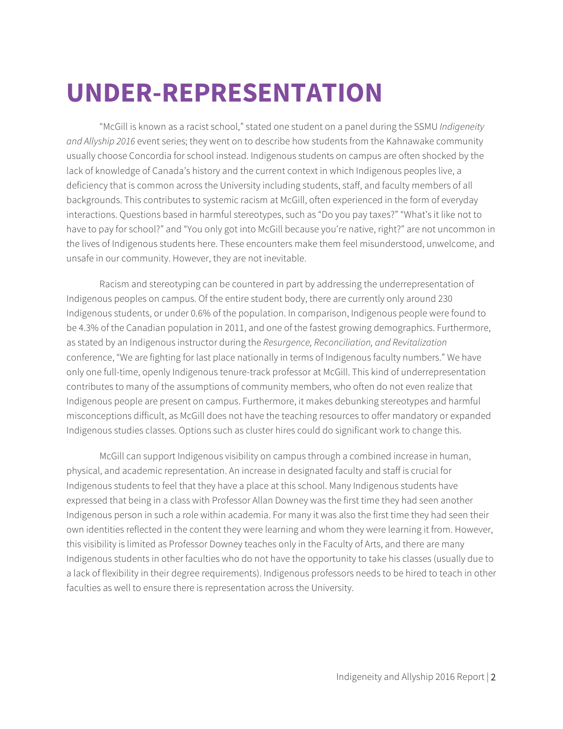# UNDER-REPRESENTATION

"McGill is known as a racist school," stated one student on a panel during the SSMU *Indigeneity and Allyship 2016* event series; they went on to describe how students from the Kahnawake community usually choose Concordia for school instead. Indigenous students on campus are often shocked by the lack of knowledge of Canada's history and the current context in which Indigenous peoples live, a deficiency that is common across the University including students, staff, and faculty members of all backgrounds. This contributes to systemic racism at McGill, often experienced in the form of everyday interactions. Questions based in harmful stereotypes, such as "Do you pay taxes?" "What's it like not to have to pay for school?" and "You only got into McGill because you're native, right?" are not uncommon in the lives of Indigenous students here. These encounters make them feel misunderstood, unwelcome, and unsafe in our community. However, they are not inevitable.

Racism and stereotyping can be countered in part by addressing the underrepresentation of Indigenous peoples on campus. Of the entire student body, there are currently only around 230 Indigenous students, or under 0.6% of the population. In comparison, Indigenous people were found to be 4.3% of the Canadian population in 2011, and one of the fastest growing demographics. Furthermore, as stated by an Indigenous instructor during the *Resurgence, Reconciliation, and Revitalization* conference, "We are fighting for last place nationally in terms of Indigenous faculty numbers." We have only one full-time, openly Indigenous tenure-track professor at McGill. This kind of underrepresentation contributes to many of the assumptions of community members, who often do not even realize that Indigenous people are present on campus. Furthermore, it makes debunking stereotypes and harmful misconceptions difficult, as McGill does not have the teaching resources to offer mandatory or expanded Indigenous studies classes. Options such as cluster hires could do significant work to change this.

McGill can support Indigenous visibility on campus through a combined increase in human, physical, and academic representation. An increase in designated faculty and staff is crucial for Indigenous students to feel that they have a place at this school. Many Indigenous students have expressed that being in a class with Professor Allan Downey was the first time they had seen another Indigenous person in such a role within academia. For many it was also the first time they had seen their own identities reflected in the content they were learning and whom they were learning it from. However, this visibility is limited as Professor Downey teaches only in the Faculty of Arts, and there are many Indigenous students in other faculties who do not have the opportunity to take his classes (usually due to a lack of flexibility in their degree requirements). Indigenous professors needs to be hired to teach in other faculties as well to ensure there is representation across the University.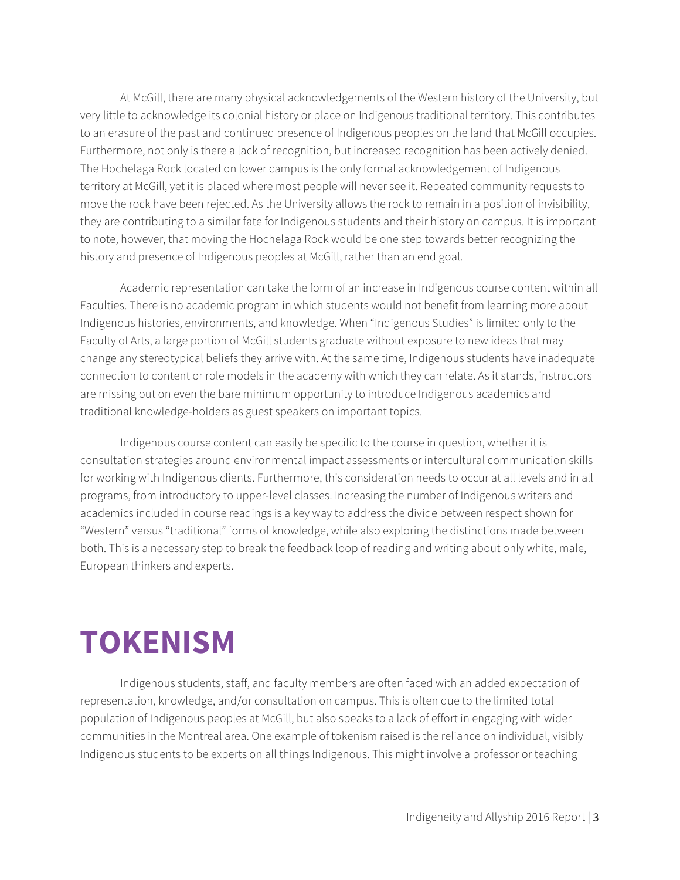At McGill, there are many physical acknowledgements of the Western history of the University, but very little to acknowledge its colonial history or place on Indigenous traditional territory. This contributes to an erasure of the past and continued presence of Indigenous peoples on the land that McGill occupies. Furthermore, not only is there a lack of recognition, but increased recognition has been actively denied. The Hochelaga Rock located on lower campus is the only formal acknowledgement of Indigenous territory at McGill, yet it is placed where most people will never see it. Repeated community requests to move the rock have been rejected. As the University allows the rock to remain in a position of invisibility, they are contributing to a similar fate for Indigenous students and their history on campus. It is important to note, however, that moving the Hochelaga Rock would be one step towards better recognizing the history and presence of Indigenous peoples at McGill, rather than an end goal.

Academic representation can take the form of an increase in Indigenous course content within all Faculties. There is no academic program in which students would not benefit from learning more about Indigenous histories, environments, and knowledge. When "Indigenous Studies" is limited only to the Faculty of Arts, a large portion of McGill students graduate without exposure to new ideas that may change any stereotypical beliefs they arrive with. At the same time, Indigenous students have inadequate connection to content or role models in the academy with which they can relate. As it stands, instructors are missing out on even the bare minimum opportunity to introduce Indigenous academics and traditional knowledge-holders as guest speakers on important topics.

Indigenous course content can easily be specific to the course in question, whether it is consultation strategies around environmental impact assessments or intercultural communication skills for working with Indigenous clients. Furthermore, this consideration needs to occur at all levels and in all programs, from introductory to upper-level classes. Increasing the number of Indigenous writers and academics included in course readings is a key way to address the divide between respect shown for "Western" versus "traditional" forms of knowledge, while also exploring the distinctions made between both. This is a necessary step to break the feedback loop of reading and writing about only white, male, European thinkers and experts.

# TOKENISM

Indigenous students, staff, and faculty members are often faced with an added expectation of representation, knowledge, and/or consultation on campus. This is often due to the limited total population of Indigenous peoples at McGill, but also speaks to a lack of effort in engaging with wider communities in the Montreal area. One example of tokenism raised is the reliance on individual, visibly Indigenous students to be experts on all things Indigenous. This might involve a professor or teaching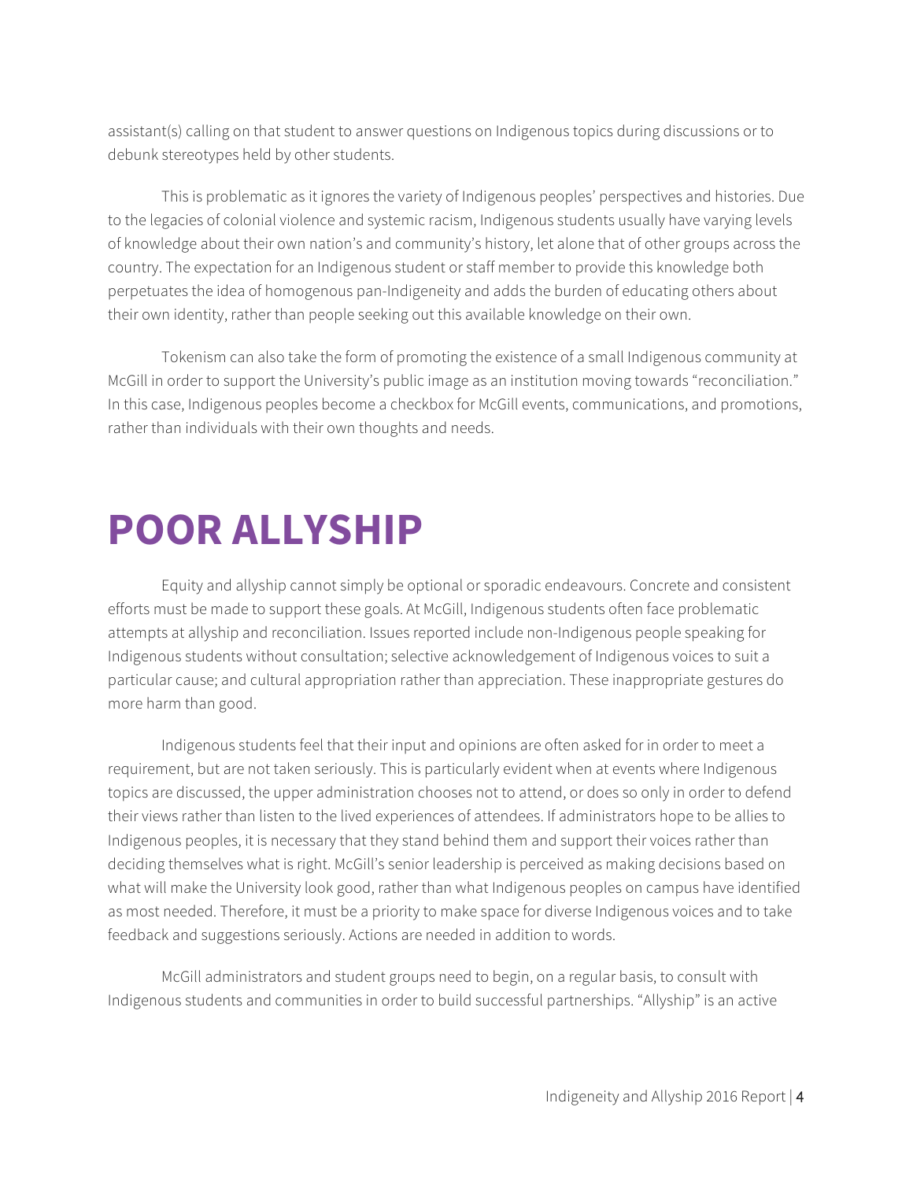assistant(s) calling on that student to answer questions on Indigenous topics during discussions or to debunk stereotypes held by other students.

This is problematic as it ignores the variety of Indigenous peoples' perspectives and histories. Due to the legacies of colonial violence and systemic racism, Indigenous students usually have varying levels of knowledge about their own nation's and community's history, let alone that of other groups across the country. The expectation for an Indigenous student or staff member to provide this knowledge both perpetuates the idea of homogenous pan-Indigeneity and adds the burden of educating others about their own identity, rather than people seeking out this available knowledge on their own.

Tokenism can also take the form of promoting the existence of a small Indigenous community at McGill in order to support the University's public image as an institution moving towards "reconciliation." In this case, Indigenous peoples become a checkbox for McGill events, communications, and promotions, rather than individuals with their own thoughts and needs.

# POOR ALLYSHIP

Equity and allyship cannot simply be optional or sporadic endeavours. Concrete and consistent efforts must be made to support these goals. At McGill, Indigenous students often face problematic attempts at allyship and reconciliation. Issues reported include non-Indigenous people speaking for Indigenous students without consultation; selective acknowledgement of Indigenous voices to suit a particular cause; and cultural appropriation rather than appreciation. These inappropriate gestures do more harm than good.

Indigenous students feel that their input and opinions are often asked for in order to meet a requirement, but are not taken seriously. This is particularly evident when at events where Indigenous topics are discussed, the upper administration chooses not to attend, or does so only in order to defend their views rather than listen to the lived experiences of attendees. If administrators hope to be allies to Indigenous peoples, it is necessary that they stand behind them and support their voices rather than deciding themselves what is right. McGill's senior leadership is perceived as making decisions based on what will make the University look good, rather than what Indigenous peoples on campus have identified as most needed. Therefore, it must be a priority to make space for diverse Indigenous voices and to take feedback and suggestions seriously. Actions are needed in addition to words.

McGill administrators and student groups need to begin, on a regular basis, to consult with Indigenous students and communities in order to build successful partnerships. "Allyship" is an active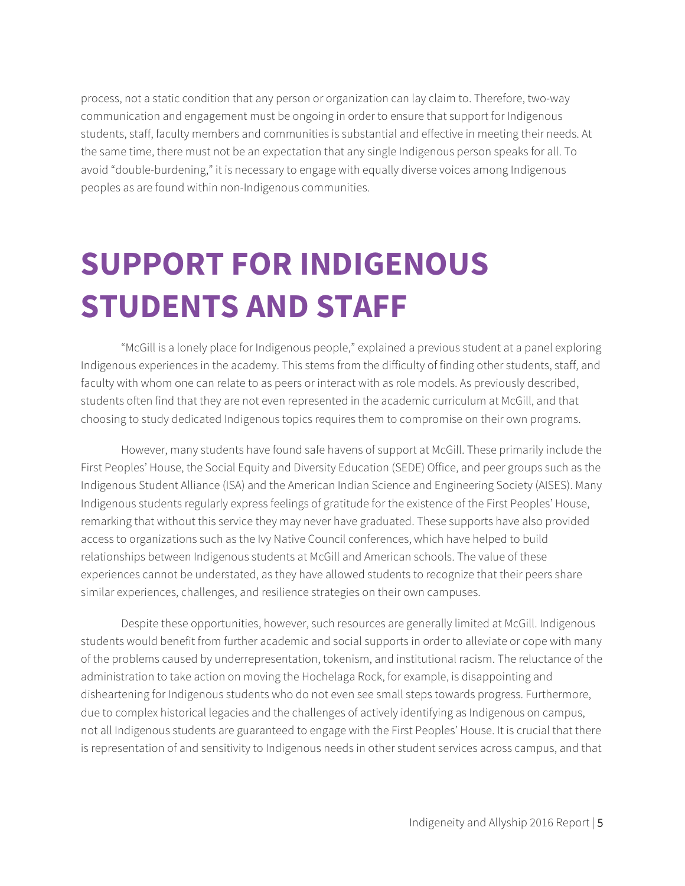process, not a static condition that any person or organization can lay claim to. Therefore, two-way communication and engagement must be ongoing in order to ensure that support for Indigenous students, staff, faculty members and communities is substantial and effective in meeting their needs. At the same time, there must not be an expectation that any single Indigenous person speaks for all. To avoid "double-burdening," it is necessary to engage with equally diverse voices among Indigenous peoples as are found within non-Indigenous communities.

# SUPPORT FOR INDIGENOUS STUDENTS AND STAFF

"McGill is a lonely place for Indigenous people," explained a previous student at a panel exploring Indigenous experiences in the academy. This stems from the difficulty of finding other students, staff, and faculty with whom one can relate to as peers or interact with as role models. As previously described, students often find that they are not even represented in the academic curriculum at McGill, and that choosing to study dedicated Indigenous topics requires them to compromise on their own programs.

However, many students have found safe havens of support at McGill. These primarily include the First Peoples' House, the Social Equity and Diversity Education (SEDE) Office, and peer groups such as the Indigenous Student Alliance (ISA) and the American Indian Science and Engineering Society (AISES). Many Indigenous students regularly express feelings of gratitude for the existence of the First Peoples' House, remarking that without this service they may never have graduated. These supports have also provided access to organizations such as the Ivy Native Council conferences, which have helped to build relationships between Indigenous students at McGill and American schools. The value of these experiences cannot be understated, as they have allowed students to recognize that their peers share similar experiences, challenges, and resilience strategies on their own campuses.

Despite these opportunities, however, such resources are generally limited at McGill. Indigenous students would benefit from further academic and social supports in order to alleviate or cope with many of the problems caused by underrepresentation, tokenism, and institutional racism. The reluctance of the administration to take action on moving the Hochelaga Rock, for example, is disappointing and disheartening for Indigenous students who do not even see small steps towards progress. Furthermore, due to complex historical legacies and the challenges of actively identifying as Indigenous on campus, not all Indigenous students are guaranteed to engage with the First Peoples' House. It is crucial that there is representation of and sensitivity to Indigenous needs in other student services across campus, and that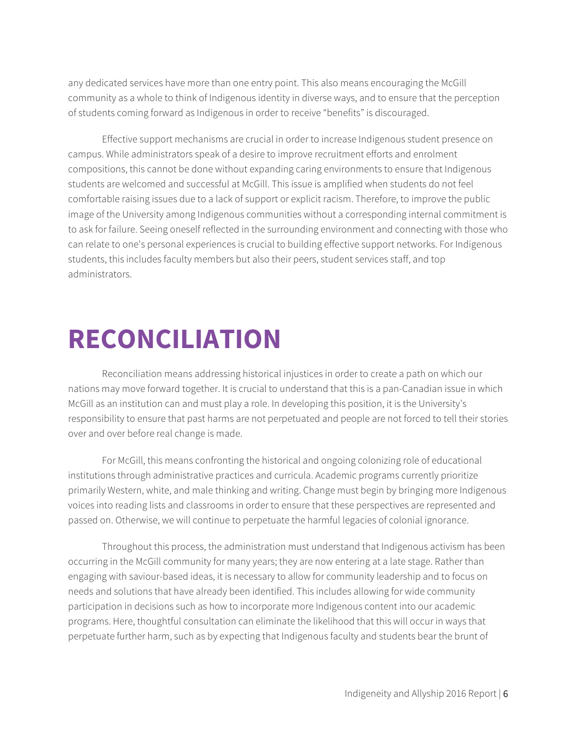any dedicated services have more than one entry point. This also means encouraging the McGill community as a whole to think of Indigenous identity in diverse ways, and to ensure that the perception of students coming forward as Indigenous in order to receive "benefits" is discouraged.

Effective support mechanisms are crucial in order to increase Indigenous student presence on campus. While administrators speak of a desire to improve recruitment efforts and enrolment compositions, this cannot be done without expanding caring environments to ensure that Indigenous students are welcomed and successful at McGill. This issue is amplified when students do not feel comfortable raising issues due to a lack of support or explicit racism. Therefore, to improve the public image of the University among Indigenous communities without a corresponding internal commitment is to ask for failure. Seeing oneself reflected in the surrounding environment and connecting with those who can relate to one's personal experiences is crucial to building effective support networks. For Indigenous students, this includes faculty members but also their peers, student services staff, and top administrators.

# RECONCILIATION

Reconciliation means addressing historical injustices in order to create a path on which our nations may move forward together. It is crucial to understand that this is a pan-Canadian issue in which McGill as an institution can and must play a role. In developing this position, it is the University's responsibility to ensure that past harms are not perpetuated and people are not forced to tell their stories over and over before real change is made.

For McGill, this means confronting the historical and ongoing colonizing role of educational institutions through administrative practices and curricula. Academic programs currently prioritize primarily Western, white, and male thinking and writing. Change must begin by bringing more Indigenous voices into reading lists and classrooms in order to ensure that these perspectives are represented and passed on. Otherwise, we will continue to perpetuate the harmful legacies of colonial ignorance.

Throughout this process, the administration must understand that Indigenous activism has been occurring in the McGill community for many years; they are now entering at a late stage. Rather than engaging with saviour-based ideas, it is necessary to allow for community leadership and to focus on needs and solutions that have already been identified. This includes allowing for wide community participation in decisions such as how to incorporate more Indigenous content into our academic programs. Here, thoughtful consultation can eliminate the likelihood that this will occur in ways that perpetuate further harm, such as by expecting that Indigenous faculty and students bear the brunt of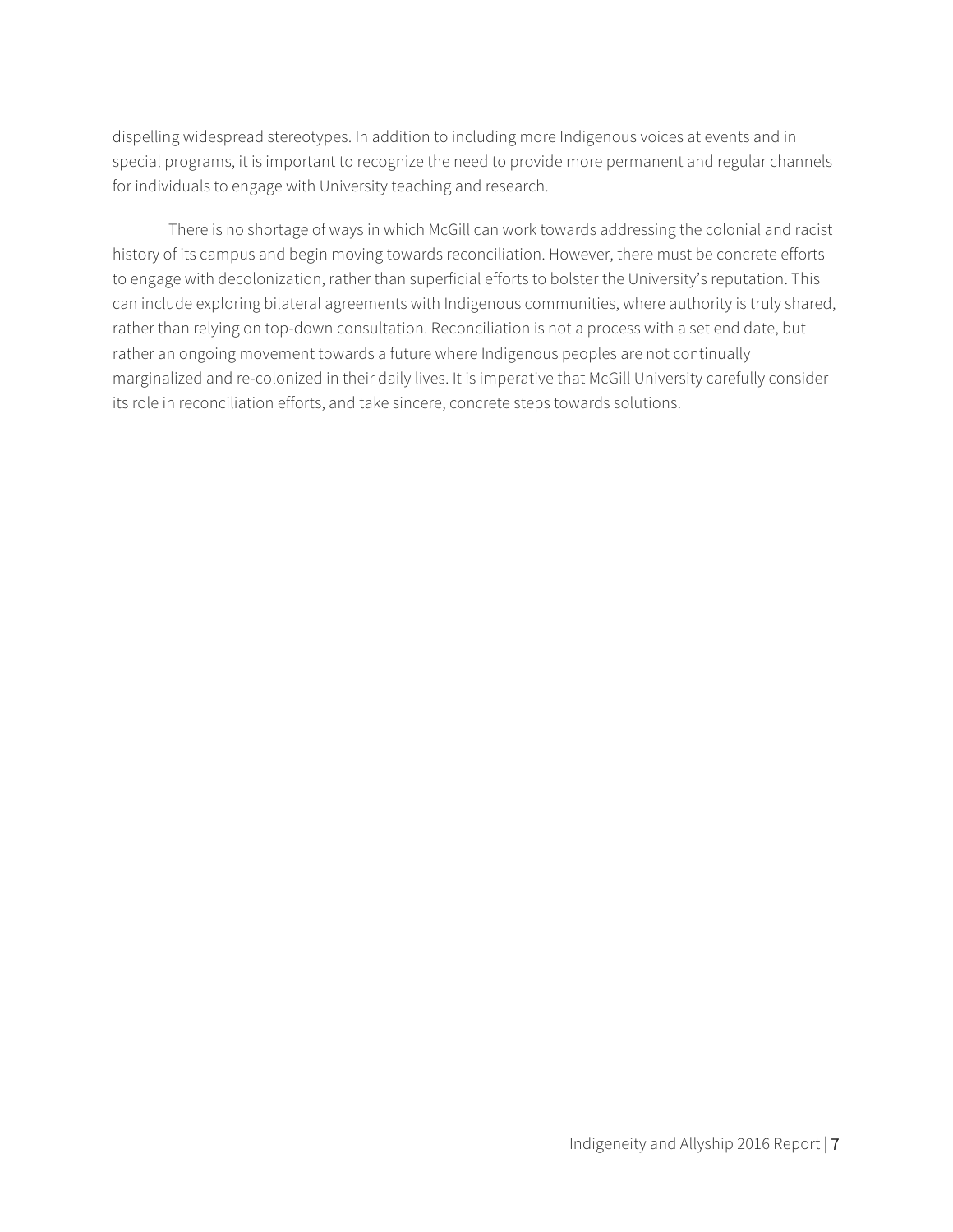dispelling widespread stereotypes. In addition to including more Indigenous voices at events and in special programs, it is important to recognize the need to provide more permanent and regular channels for individuals to engage with University teaching and research.

There is no shortage of ways in which McGill can work towards addressing the colonial and racist history of its campus and begin moving towards reconciliation. However, there must be concrete efforts to engage with decolonization, rather than superficial efforts to bolster the University's reputation. This can include exploring bilateral agreements with Indigenous communities, where authority is truly shared, rather than relying on top-down consultation. Reconciliation is not a process with a set end date, but rather an ongoing movement towards a future where Indigenous peoples are not continually marginalized and re-colonized in their daily lives. It is imperative that McGill University carefully consider its role in reconciliation efforts, and take sincere, concrete steps towards solutions.